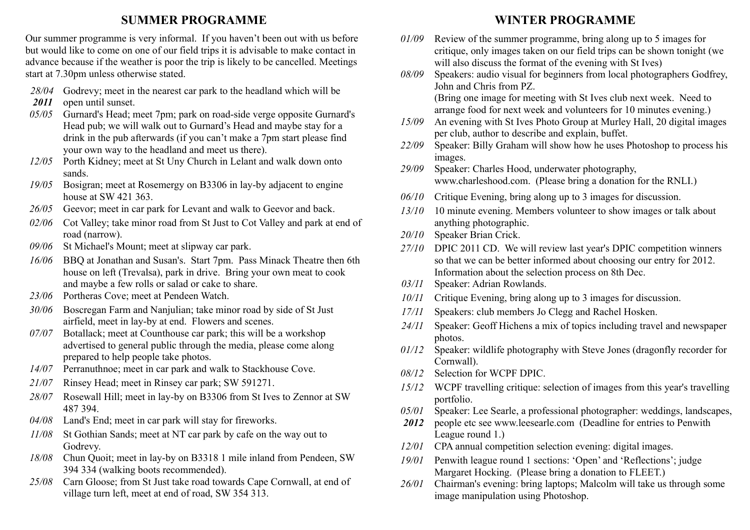## SUMMER PROGRAMME

Our summer programme is very informal. If you haven't been out with us before but would like to come on one of our field trips it is advisable to make contact in advance because if the weather is poor the trip is likely to be cancelled. Meetings start at 7.30pm unless otherwise stated.

- *28/04* ***2011*** Godrevy; meet in the nearest car park to the headland which will be open until sunset.
- *05/05* Gurnard's Head; meet 7pm; park on road-side verge opposite Gurnard's Head pub; we will walk out to Gurnard's Head and maybe stay for a drink in the pub afterwards (if you can't make a 7pm start please find your own way to the headland and meet us there).
- *12/05* Porth Kidney; meet at St Uny Church in Lelant and walk down onto sands.
- *19/05* Bosigran; meet at Rosemergy on B3306 in lay-by adjacent to engine house at SW 421 363.
- *26/05* Geevor; meet in car park for Levant and walk to Geevor and back.
- *02/06* Cot Valley; take minor road from St Just to Cot Valley and park at end of road (narrow).
- *09/06* St Michael's Mount; meet at slipway car park.
- *16/06* BBQ at Jonathan and Susan's. Start 7pm. Pass Minack Theatre then 6th house on left (Trevalsa), park in drive. Bring your own meat to cook and maybe a few rolls or salad or cake to share.
- *23/06* Portheras Cove; meet at Pendeen Watch.
- *30/06* Boscregan Farm and Nanjulian; take minor road by side of St Just airfield, meet in lay-by at end. Flowers and scenes.
- *07/07* Botallack; meet at Counthouse car park; this will be a workshop advertised to general public through the media, please come along prepared to help people take photos.
- *14/07* Perranuthnoe; meet in car park and walk to Stackhouse Cove.
- *21/07* Rinsey Head; meet in Rinsey car park; SW 591271.
- *28/07* Rosewall Hill; meet in lay-by on B3306 from St Ives to Zennor at SW 487 394.
- *04/08* Land's End; meet in car park will stay for fireworks.
- *11/08* St Gothian Sands; meet at NT car park by cafe on the way out to Godrevy.
- *18/08* Chun Quoit; meet in lay-by on B3318 1 mile inland from Pendeen, SW 394 334 (walking boots recommended).
- *25/08* Carn Gloose; from St Just take road towards Cape Cornwall, at end of village turn left, meet at end of road, SW 354 313.

## WINTER PROGRAMME

- *01/09* Review of the summer programme, bring along up to 5 images for critique, only images taken on our field trips can be shown tonight (we will also discuss the format of the evening with St Ives)
- *08/09* Speakers: audio visual for beginners from local photographers Godfrey, John and Chris from PZ.
  (Bring one image for meeting with St Ives club next week. Need to arrange food for next week and volunteers for 10 minutes evening.)
- *15/09* An evening with St Ives Photo Group at Murley Hall, 20 digital images per club, author to describe and explain, buffet.
- *22/09* Speaker: Billy Graham will show how he uses Photoshop to process his images.
- *29/09* Speaker: Charles Hood, underwater photography, www.charleshood.com. (Please bring a donation for the RNLI.)
- *06/10* Critique Evening, bring along up to 3 images for discussion.
- *13/10* 10 minute evening. Members volunteer to show images or talk about anything photographic.
- *20/10* Speaker Brian Crick.
- *27/10* DPIC 2011 CD. We will review last year's DPIC competition winners so that we can be better informed about choosing our entry for 2012. Information about the selection process on 8th Dec.
- *03/11* Speaker: Adrian Rowlands.
- *10/11* Critique Evening, bring along up to 3 images for discussion.
- *17/11* Speakers: club members Jo Clegg and Rachel Hosken.
- *24/11* Speaker: Geoff Hichens a mix of topics including travel and newspaper photos.
- *01/12* Speaker: wildlife photography with Steve Jones (dragonfly recorder for Cornwall).
- *08/12* Selection for WCPF DPIC.
- *15/12* WCPF travelling critique: selection of images from this year's travelling portfolio.
- *05/01* ***2012*** Speaker: Lee Searle, a professional photographer: weddings, landscapes, people etc see www.leesearle.com (Deadline for entries to Penwith League round 1.)
- *12/01* CPA annual competition selection evening: digital images.
- *19/01* Penwith league round 1 sections: 'Open' and 'Reflections'; judge Margaret Hocking. (Please bring a donation to FLEET.)
- *26/01* Chairman's evening: bring laptops; Malcolm will take us through some image manipulation using Photoshop.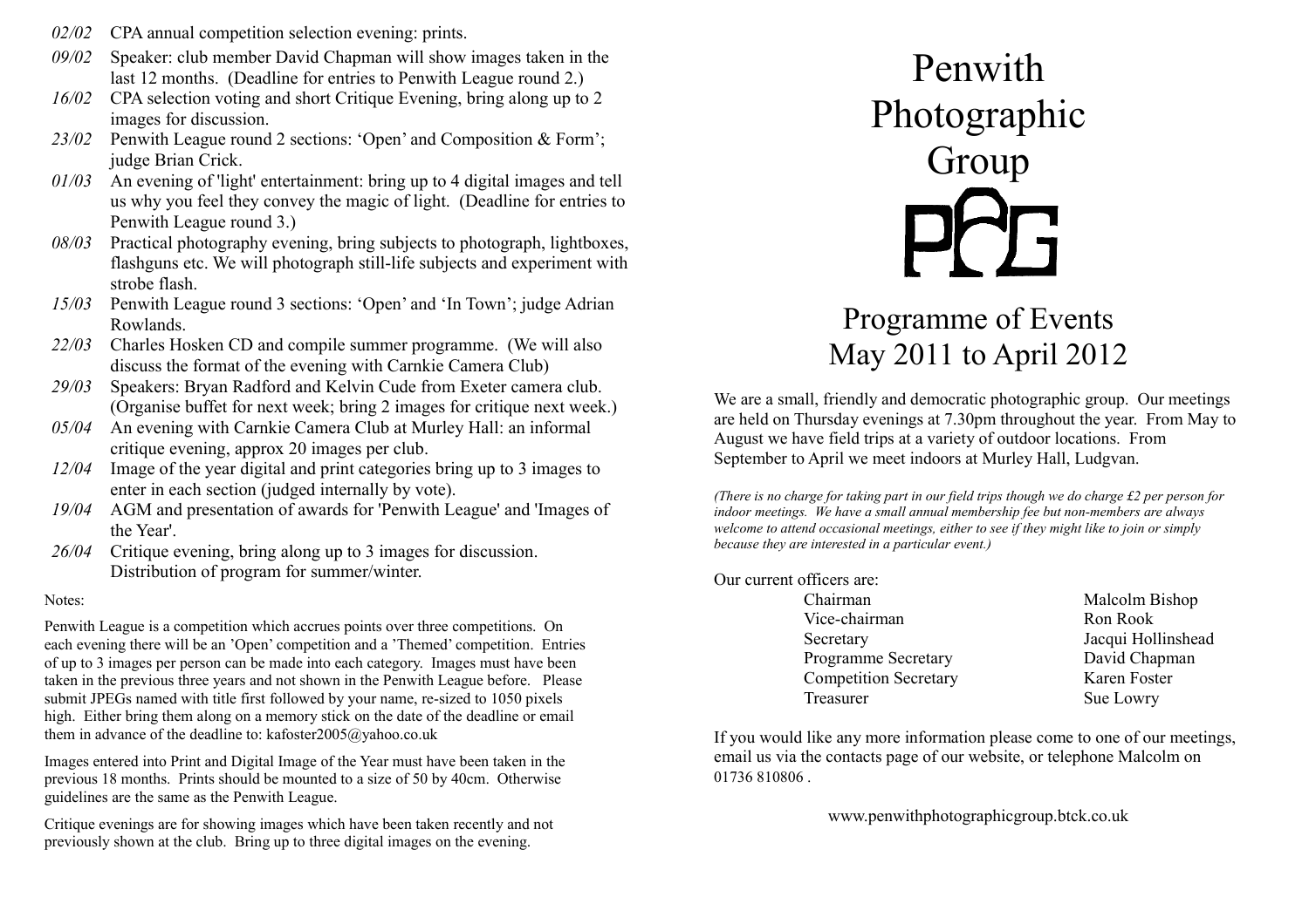- *02/02* CPA annual competition selection evening: prints.
- *09/02* Speaker: club member David Chapman will show images taken in the last 12 months. (Deadline for entries to Penwith League round 2.)
- *16/02* CPA selection voting and short Critique Evening, bring along up to 2 images for discussion.
- *23/02* Penwith League round 2 sections: 'Open' and Composition & Form'; judge Brian Crick.
- *01/03* An evening of 'light' entertainment: bring up to 4 digital images and tell us why you feel they convey the magic of light. (Deadline for entries to Penwith League round 3.)
- *08/03* Practical photography evening, bring subjects to photograph, lightboxes, flashguns etc. We will photograph still-life subjects and experiment with strobe flash.
- *15/03* Penwith League round 3 sections: 'Open' and 'In Town'; judge Adrian Rowlands.
- *22/03* Charles Hosken CD and compile summer programme. (We will also discuss the format of the evening with Carnkie Camera Club)
- *29/03* Speakers: Bryan Radford and Kelvin Cude from Exeter camera club. (Organise buffet for next week; bring 2 images for critique next week.)
- *05/04* An evening with Carnkie Camera Club at Murley Hall: an informal critique evening, approx 20 images per club.
- *12/04* Image of the year digital and print categories bring up to 3 images to enter in each section (judged internally by vote).
- *19/04* AGM and presentation of awards for 'Penwith League' and 'Images of the Year'.
- *26/04* Critique evening, bring along up to 3 images for discussion. Distribution of program for summer/winter.

Notes:

Penwith League is a competition which accrues points over three competitions. On each evening there will be an 'Open' competition and a 'Themed' competition. Entries of up to 3 images per person can be made into each category. Images must have been taken in the previous three years and not shown in the Penwith League before. Please submit JPEGs named with title first followed by your name, re-sized to 1050 pixels high. Either bring them along on a memory stick on the date of the deadline or email them in advance of the deadline to: kafoster2005@yahoo.co.uk

Images entered into Print and Digital Image of the Year must have been taken in the previous 18 months. Prints should be mounted to a size of 50 by 40cm. Otherwise guidelines are the same as the Penwith League.

Critique evenings are for showing images which have been taken recently and not previously shown at the club. Bring up to three digital images on the evening.

# Penwith Photographic Group

PPG

## Programme of Events
## May 2011 to April 2012

We are a small, friendly and democratic photographic group. Our meetings are held on Thursday evenings at 7.30pm throughout the year. From May to August we have field trips at a variety of outdoor locations. From September to April we meet indoors at Murley Hall, Ludgvan.

*(There is no charge for taking part in our field trips though we do charge £2 per person for indoor meetings. We have a small annual membership fee but non-members are always welcome to attend occasional meetings, either to see if they might like to join or simply because they are interested in a particular event.)*

Our current officers are:

| | |
|---|---|
| Chairman | Malcolm Bishop |
| Vice-chairman | Ron Rook |
| Secretary | Jacqui Hollinshead |
| Programme Secretary | David Chapman |
| Competition Secretary | Karen Foster |
| Treasurer | Sue Lowry |

If you would like any more information please come to one of our meetings, email us via the contacts page of our website, or telephone Malcolm on 01736 810806 .

www.penwithphotographicgroup.btck.co.uk